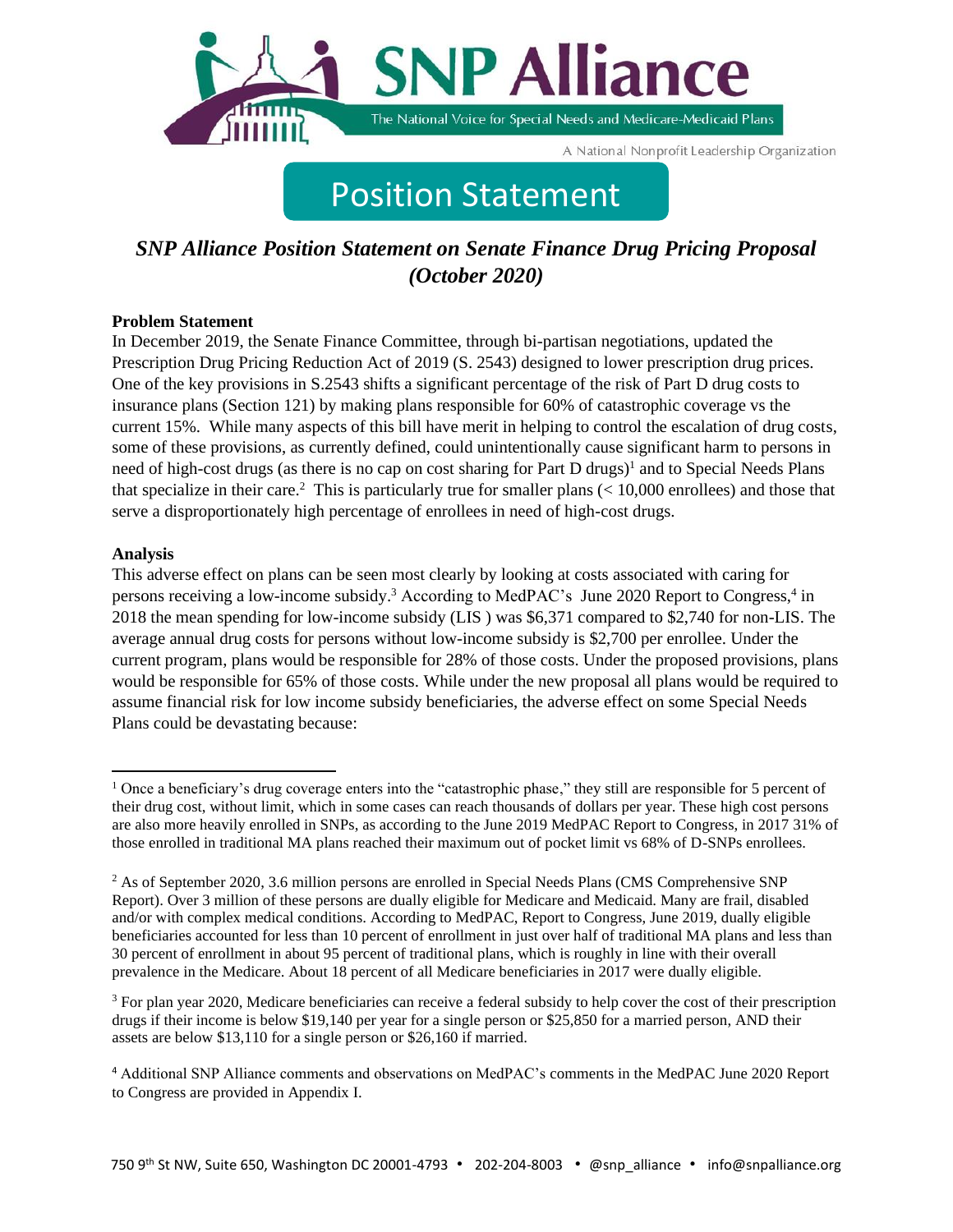SNP Alliance

The National Voice for Special Needs and Medicare-Medicaid Plans

A National Nonprofit Leadership Organization

# Position Statement

## *SNP Alliance Position Statement on Senate Finance Drug Pricing Proposal (October 2020)*

**Problem Statement**

In December 2019, the Senate Finance Committee, through bi-partisan negotiations, updated the Prescription Drug Pricing Reduction Act of 2019 (S. 2543) designed to lower prescription drug prices. One of the key provisions in S.2543 shifts a significant percentage of the risk of Part D drug costs to insurance plans (Section 121) by making plans responsible for 60% of catastrophic coverage vs the current 15%. While many aspects of this bill have merit in helping to control the escalation of drug costs, some of these provisions, as currently defined, could unintentionally cause significant harm to persons in need of high-cost drugs (as there is no cap on cost sharing for Part D drugs)[1] and to Special Needs Plans that specialize in their care.[2] This is particularly true for smaller plans (< 10,000 enrollees) and those that serve a disproportionately high percentage of enrollees in need of high-cost drugs.

**Analysis**

This adverse effect on plans can be seen most clearly by looking at costs associated with caring for persons receiving a low-income subsidy.[3] According to MedPAC's June 2020 Report to Congress,[4] in 2018 the mean spending for low-income subsidy (LIS ) was $6,371 compared to $2,740 for non-LIS. The average annual drug costs for persons without low-income subsidy is $2,700 per enrollee. Under the current program, plans would be responsible for 28% of those costs. Under the proposed provisions, plans would be responsible for 65% of those costs. While under the new proposal all plans would be required to assume financial risk for low income subsidy beneficiaries, the adverse effect on some Special Needs Plans could be devastating because:

---

[1] Once a beneficiary's drug coverage enters into the "catastrophic phase," they still are responsible for 5 percent of their drug cost, without limit, which in some cases can reach thousands of dollars per year. These high cost persons are also more heavily enrolled in SNPs, as according to the June 2019 MedPAC Report to Congress, in 2017 31% of those enrolled in traditional MA plans reached their maximum out of pocket limit vs 68% of D-SNPs enrollees.

[2] As of September 2020, 3.6 million persons are enrolled in Special Needs Plans (CMS Comprehensive SNP Report). Over 3 million of these persons are dually eligible for Medicare and Medicaid. Many are frail, disabled and/or with complex medical conditions. According to MedPAC, Report to Congress, June 2019, dually eligible beneficiaries accounted for less than 10 percent of enrollment in just over half of traditional MA plans and less than 30 percent of enrollment in about 95 percent of traditional plans, which is roughly in line with their overall prevalence in the Medicare. About 18 percent of all Medicare beneficiaries in 2017 were dually eligible.

[3] For plan year 2020, Medicare beneficiaries can receive a federal subsidy to help cover the cost of their prescription drugs if their income is below $19,140 per year for a single person or $25,850 for a married person, AND their assets are below $13,110 for a single person or $26,160 if married.

[4] Additional SNP Alliance comments and observations on MedPAC's comments in the MedPAC June 2020 Report to Congress are provided in Appendix I.

750 9th St NW, Suite 650, Washington DC 20001-4793 • 202-204-8003 • @snp_alliance • info@snpalliance.org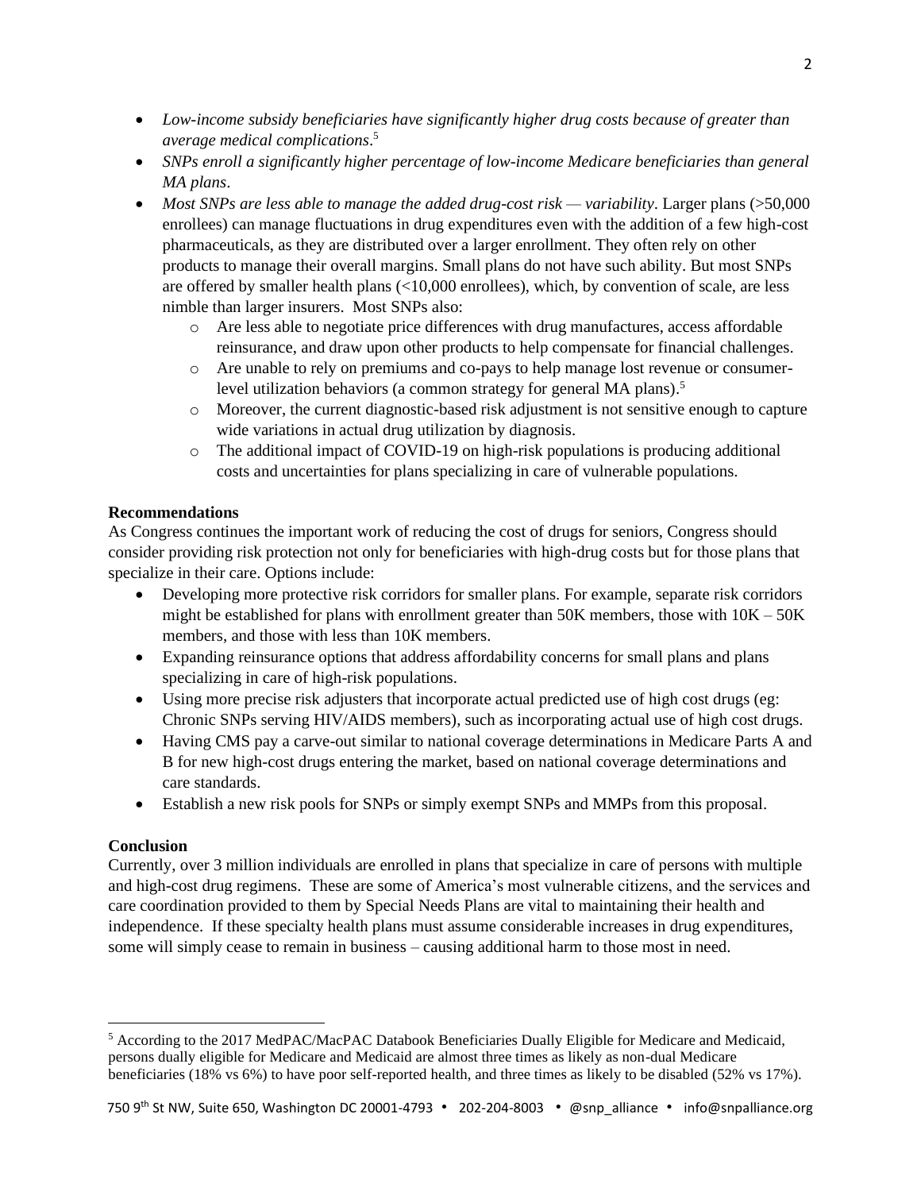- *Low-income subsidy beneficiaries have significantly higher drug costs because of greater than average medical complications*.[5]
- *SNPs enroll a significantly higher percentage of low-income Medicare beneficiaries than general MA plans*.
- *Most SNPs are less able to manage the added drug-cost risk — variability*. Larger plans (>50,000 enrollees) can manage fluctuations in drug expenditures even with the addition of a few high-cost pharmaceuticals, as they are distributed over a larger enrollment. They often rely on other products to manage their overall margins. Small plans do not have such ability. But most SNPs are offered by smaller health plans (<10,000 enrollees), which, by convention of scale, are less nimble than larger insurers. Most SNPs also:
    - Are less able to negotiate price differences with drug manufactures, access affordable reinsurance, and draw upon other products to help compensate for financial challenges.
    - Are unable to rely on premiums and co-pays to help manage lost revenue or consumer-level utilization behaviors (a common strategy for general MA plans).[5]
    - Moreover, the current diagnostic-based risk adjustment is not sensitive enough to capture wide variations in actual drug utilization by diagnosis.
    - The additional impact of COVID-19 on high-risk populations is producing additional costs and uncertainties for plans specializing in care of vulnerable populations.

**Recommendations**

As Congress continues the important work of reducing the cost of drugs for seniors, Congress should consider providing risk protection not only for beneficiaries with high-drug costs but for those plans that specialize in their care. Options include:

- Developing more protective risk corridors for smaller plans. For example, separate risk corridors might be established for plans with enrollment greater than 50K members, those with 10K – 50K members, and those with less than 10K members.
- Expanding reinsurance options that address affordability concerns for small plans and plans specializing in care of high-risk populations.
- Using more precise risk adjusters that incorporate actual predicted use of high cost drugs (eg: Chronic SNPs serving HIV/AIDS members), such as incorporating actual use of high cost drugs.
- Having CMS pay a carve-out similar to national coverage determinations in Medicare Parts A and B for new high-cost drugs entering the market, based on national coverage determinations and care standards.
- Establish a new risk pools for SNPs or simply exempt SNPs and MMPs from this proposal.

**Conclusion**

Currently, over 3 million individuals are enrolled in plans that specialize in care of persons with multiple and high-cost drug regimens. These are some of America's most vulnerable citizens, and the services and care coordination provided to them by Special Needs Plans are vital to maintaining their health and independence. If these specialty health plans must assume considerable increases in drug expenditures, some will simply cease to remain in business – causing additional harm to those most in need.

[5] According to the 2017 MedPAC/MacPAC Databook Beneficiaries Dually Eligible for Medicare and Medicaid, persons dually eligible for Medicare and Medicaid are almost three times as likely as non-dual Medicare beneficiaries (18% vs 6%) to have poor self-reported health, and three times as likely to be disabled (52% vs 17%).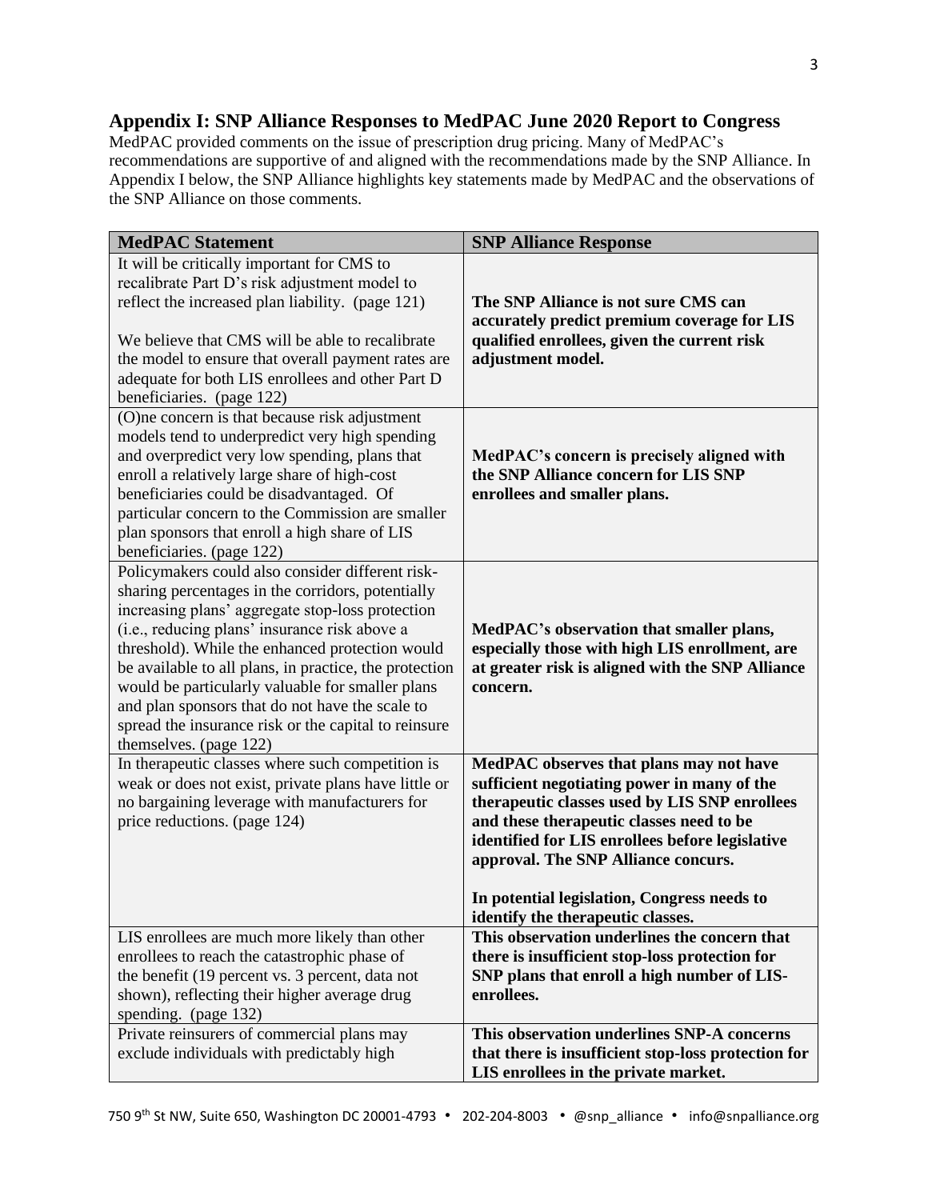## Appendix I: SNP Alliance Responses to MedPAC June 2020 Report to Congress

MedPAC provided comments on the issue of prescription drug pricing. Many of MedPAC's recommendations are supportive of and aligned with the recommendations made by the SNP Alliance. In Appendix I below, the SNP Alliance highlights key statements made by MedPAC and the observations of the SNP Alliance on those comments.

| MedPAC Statement | SNP Alliance Response |
|---|---|
| It will be critically important for CMS to recalibrate Part D's risk adjustment model to reflect the increased plan liability. (page 121)<br><br>We believe that CMS will be able to recalibrate the model to ensure that overall payment rates are adequate for both LIS enrollees and other Part D beneficiaries. (page 122) | **The SNP Alliance is not sure CMS can accurately predict premium coverage for LIS qualified enrollees, given the current risk adjustment model.** |
| (O)ne concern is that because risk adjustment models tend to underpredict very high spending and overpredict very low spending, plans that enroll a relatively large share of high-cost beneficiaries could be disadvantaged. Of particular concern to the Commission are smaller plan sponsors that enroll a high share of LIS beneficiaries. (page 122) | **MedPAC's concern is precisely aligned with the SNP Alliance concern for LIS SNP enrollees and smaller plans.** |
| Policymakers could also consider different risk-sharing percentages in the corridors, potentially increasing plans' aggregate stop-loss protection (i.e., reducing plans' insurance risk above a threshold). While the enhanced protection would be available to all plans, in practice, the protection would be particularly valuable for smaller plans and plan sponsors that do not have the scale to spread the insurance risk or the capital to reinsure themselves. (page 122) | **MedPAC's observation that smaller plans, especially those with high LIS enrollment, are at greater risk is aligned with the SNP Alliance concern.** |
| In therapeutic classes where such competition is weak or does not exist, private plans have little or no bargaining leverage with manufacturers for price reductions. (page 124) | **MedPAC observes that plans may not have sufficient negotiating power in many of the therapeutic classes used by LIS SNP enrollees and these therapeutic classes need to be identified for LIS enrollees before legislative approval. The SNP Alliance concurs.**<br><br>**In potential legislation, Congress needs to identify the therapeutic classes.** |
| LIS enrollees are much more likely than other enrollees to reach the catastrophic phase of the benefit (19 percent vs. 3 percent, data not shown), reflecting their higher average drug spending. (page 132) | **This observation underlines the concern that there is insufficient stop-loss protection for SNP plans that enroll a high number of LIS-enrollees.** |
| Private reinsurers of commercial plans may exclude individuals with predictably high | **This observation underlines SNP-A concerns that there is insufficient stop-loss protection for LIS enrollees in the private market.** |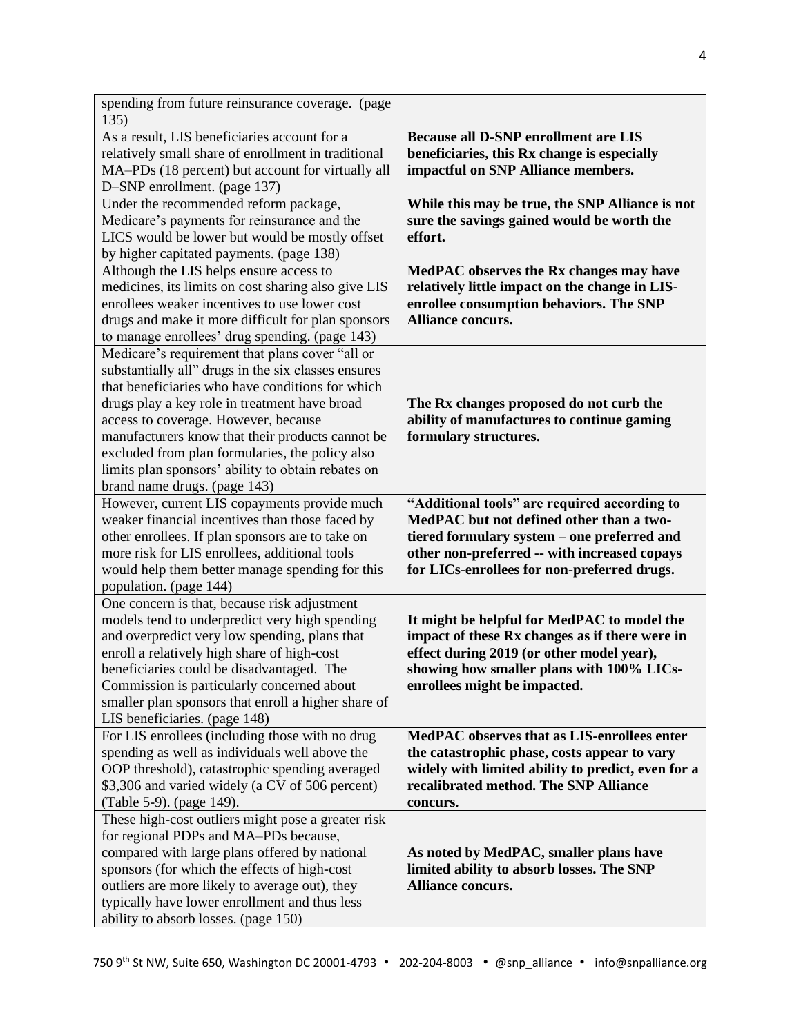| | |
|---|---|
| spending from future reinsurance coverage. (page 135) | |
| As a result, LIS beneficiaries account for a relatively small share of enrollment in traditional MA–PDs (18 percent) but account for virtually all D–SNP enrollment. (page 137) | **Because all D-SNP enrollment are LIS beneficiaries, this Rx change is especially impactful on SNP Alliance members.** |
| Under the recommended reform package, Medicare's payments for reinsurance and the LICS would be lower but would be mostly offset by higher capitated payments. (page 138) | **While this may be true, the SNP Alliance is not sure the savings gained would be worth the effort.** |
| Although the LIS helps ensure access to medicines, its limits on cost sharing also give LIS enrollees weaker incentives to use lower cost drugs and make it more difficult for plan sponsors to manage enrollees' drug spending. (page 143) | **MedPAC observes the Rx changes may have relatively little impact on the change in LIS-enrollee consumption behaviors. The SNP Alliance concurs.** |
| Medicare's requirement that plans cover "all or substantially all" drugs in the six classes ensures that beneficiaries who have conditions for which drugs play a key role in treatment have broad access to coverage. However, because manufacturers know that their products cannot be excluded from plan formularies, the policy also limits plan sponsors' ability to obtain rebates on brand name drugs. (page 143) | **The Rx changes proposed do not curb the ability of manufactures to continue gaming formulary structures.** |
| However, current LIS copayments provide much weaker financial incentives than those faced by other enrollees. If plan sponsors are to take on more risk for LIS enrollees, additional tools would help them better manage spending for this population. (page 144) | **"Additional tools" are required according to MedPAC but not defined other than a two-tiered formulary system – one preferred and other non-preferred -- with increased copays for LICs-enrollees for non-preferred drugs.** |
| One concern is that, because risk adjustment models tend to underpredict very high spending and overpredict very low spending, plans that enroll a relatively high share of high-cost beneficiaries could be disadvantaged. The Commission is particularly concerned about smaller plan sponsors that enroll a higher share of LIS beneficiaries. (page 148) | **It might be helpful for MedPAC to model the impact of these Rx changes as if there were in effect during 2019 (or other model year), showing how smaller plans with 100% LICs-enrollees might be impacted.** |
| For LIS enrollees (including those with no drug spending as well as individuals well above the OOP threshold), catastrophic spending averaged \$3,306 and varied widely (a CV of 506 percent) (Table 5-9). (page 149). | **MedPAC observes that as LIS-enrollees enter the catastrophic phase, costs appear to vary widely with limited ability to predict, even for a recalibrated method. The SNP Alliance concurs.** |
| These high-cost outliers might pose a greater risk for regional PDPs and MA–PDs because, compared with large plans offered by national sponsors (for which the effects of high-cost outliers are more likely to average out), they typically have lower enrollment and thus less ability to absorb losses. (page 150) | **As noted by MedPAC, smaller plans have limited ability to absorb losses. The SNP Alliance concurs.** |

750 9th St NW, Suite 650, Washington DC 20001-4793 • 202-204-8003 • @snp_alliance • info@snpalliance.org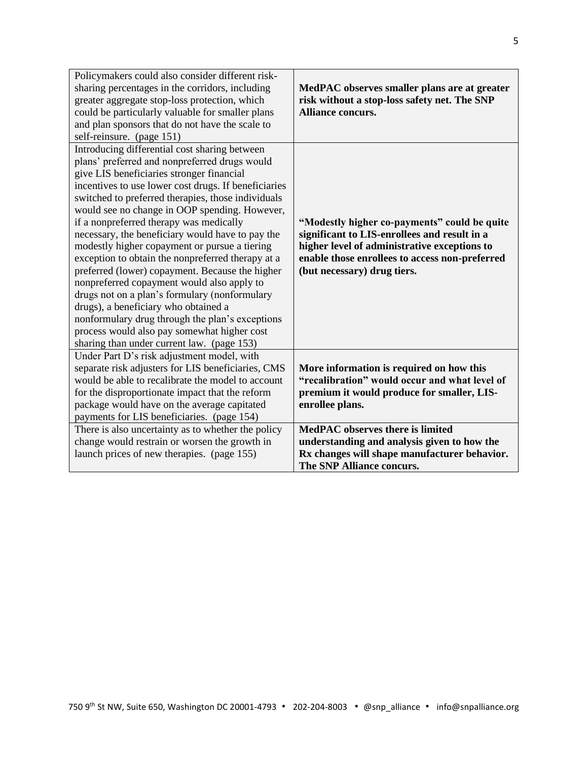| | |
|---|---|
| Policymakers could also consider different risk-sharing percentages in the corridors, including greater aggregate stop-loss protection, which could be particularly valuable for smaller plans and plan sponsors that do not have the scale to self-reinsure. (page 151) | **MedPAC observes smaller plans are at greater risk without a stop-loss safety net. The SNP Alliance concurs.** |
| Introducing differential cost sharing between plans' preferred and nonpreferred drugs would give LIS beneficiaries stronger financial incentives to use lower cost drugs. If beneficiaries switched to preferred therapies, those individuals would see no change in OOP spending. However, if a nonpreferred therapy was medically necessary, the beneficiary would have to pay the modestly higher copayment or pursue a tiering exception to obtain the nonpreferred therapy at a preferred (lower) copayment. Because the higher nonpreferred copayment would also apply to drugs not on a plan's formulary (nonformulary drugs), a beneficiary who obtained a nonformulary drug through the plan's exceptions process would also pay somewhat higher cost sharing than under current law. (page 153) | **"Modestly higher co-payments" could be quite significant to LIS-enrollees and result in a higher level of administrative exceptions to enable those enrollees to access non-preferred (but necessary) drug tiers.** |
| Under Part D's risk adjustment model, with separate risk adjusters for LIS beneficiaries, CMS would be able to recalibrate the model to account for the disproportionate impact that the reform package would have on the average capitated payments for LIS beneficiaries. (page 154) | **More information is required on how this "recalibration" would occur and what level of premium it would produce for smaller, LIS-enrollee plans.** |
| There is also uncertainty as to whether the policy change would restrain or worsen the growth in launch prices of new therapies. (page 155) | **MedPAC observes there is limited understanding and analysis given to how the Rx changes will shape manufacturer behavior. The SNP Alliance concurs.** |